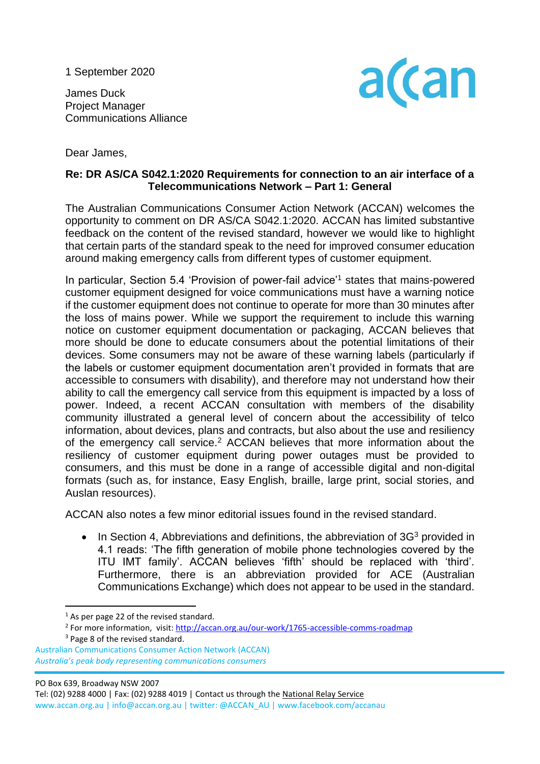1 September 2020

James Duck
Project Manager
Communications Alliance

Dear James,

**Re: DR AS/CA S042.1:2020 Requirements for connection to an air interface of a Telecommunications Network – Part 1: General**

The Australian Communications Consumer Action Network (ACCAN) welcomes the opportunity to comment on DR AS/CA S042.1:2020. ACCAN has limited substantive feedback on the content of the revised standard, however we would like to highlight that certain parts of the standard speak to the need for improved consumer education around making emergency calls from different types of customer equipment.

In particular, Section 5.4 'Provision of power-fail advice'[1] states that mains-powered customer equipment designed for voice communications must have a warning notice if the customer equipment does not continue to operate for more than 30 minutes after the loss of mains power. While we support the requirement to include this warning notice on customer equipment documentation or packaging, ACCAN believes that more should be done to educate consumers about the potential limitations of their devices. Some consumers may not be aware of these warning labels (particularly if the labels or customer equipment documentation aren't provided in formats that are accessible to consumers with disability), and therefore may not understand how their ability to call the emergency call service from this equipment is impacted by a loss of power. Indeed, a recent ACCAN consultation with members of the disability community illustrated a general level of concern about the accessibility of telco information, about devices, plans and contracts, but also about the use and resiliency of the emergency call service.[2] ACCAN believes that more information about the resiliency of customer equipment during power outages must be provided to consumers, and this must be done in a range of accessible digital and non-digital formats (such as, for instance, Easy English, braille, large print, social stories, and Auslan resources).

ACCAN also notes a few minor editorial issues found in the revised standard.

- In Section 4, Abbreviations and definitions, the abbreviation of 3G[3] provided in 4.1 reads: 'The fifth generation of mobile phone technologies covered by the ITU IMT family'. ACCAN believes 'fifth' should be replaced with 'third'. Furthermore, there is an abbreviation provided for ACE (Australian Communications Exchange) which does not appear to be used in the standard.

---

[1] As per page 22 of the revised standard.

[2] For more information, visit: http://accan.org.au/our-work/1765-accessible-comms-roadmap

[3] Page 8 of the revised standard.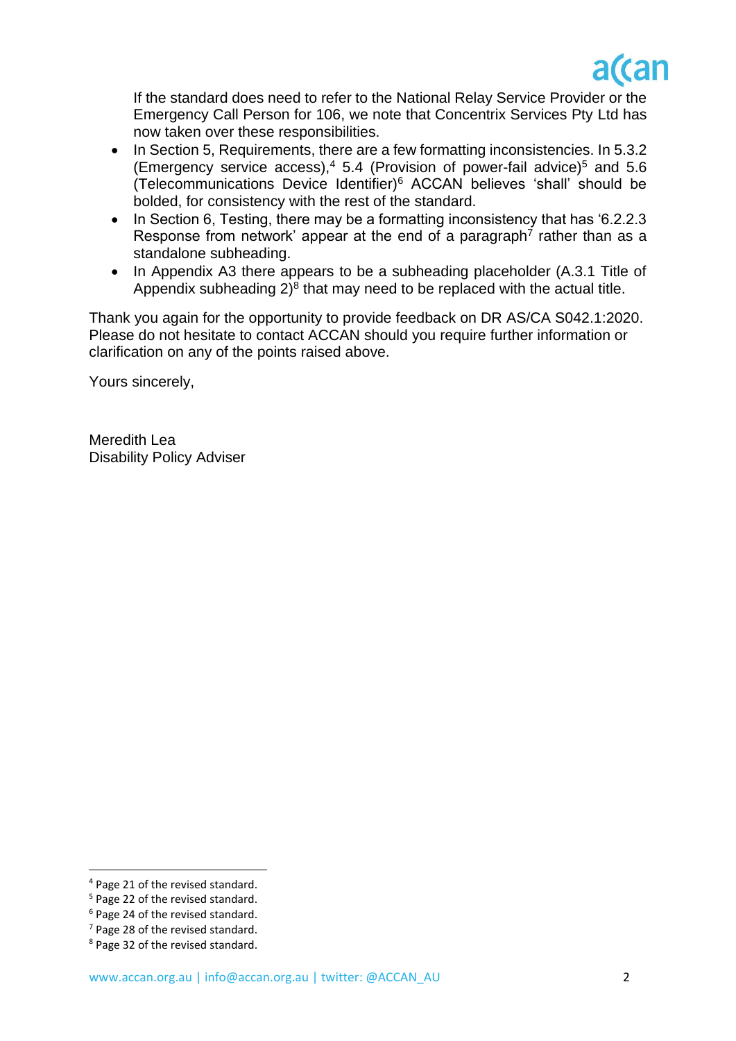If the standard does need to refer to the National Relay Service Provider or the Emergency Call Person for 106, we note that Concentrix Services Pty Ltd has now taken over these responsibilities.

- In Section 5, Requirements, there are a few formatting inconsistencies. In 5.3.2 (Emergency service access),[4] 5.4 (Provision of power-fail advice)[5] and 5.6 (Telecommunications Device Identifier)[6] ACCAN believes 'shall' should be bolded, for consistency with the rest of the standard.
- In Section 6, Testing, there may be a formatting inconsistency that has '6.2.2.3 Response from network' appear at the end of a paragraph[7] rather than as a standalone subheading.
- In Appendix A3 there appears to be a subheading placeholder (A.3.1 Title of Appendix subheading 2)[8] that may need to be replaced with the actual title.

Thank you again for the opportunity to provide feedback on DR AS/CA S042.1:2020. Please do not hesitate to contact ACCAN should you require further information or clarification on any of the points raised above.

Yours sincerely,

Meredith Lea
Disability Policy Adviser

---

[4] Page 21 of the revised standard.
[5] Page 22 of the revised standard.
[6] Page 24 of the revised standard.
[7] Page 28 of the revised standard.
[8] Page 32 of the revised standard.